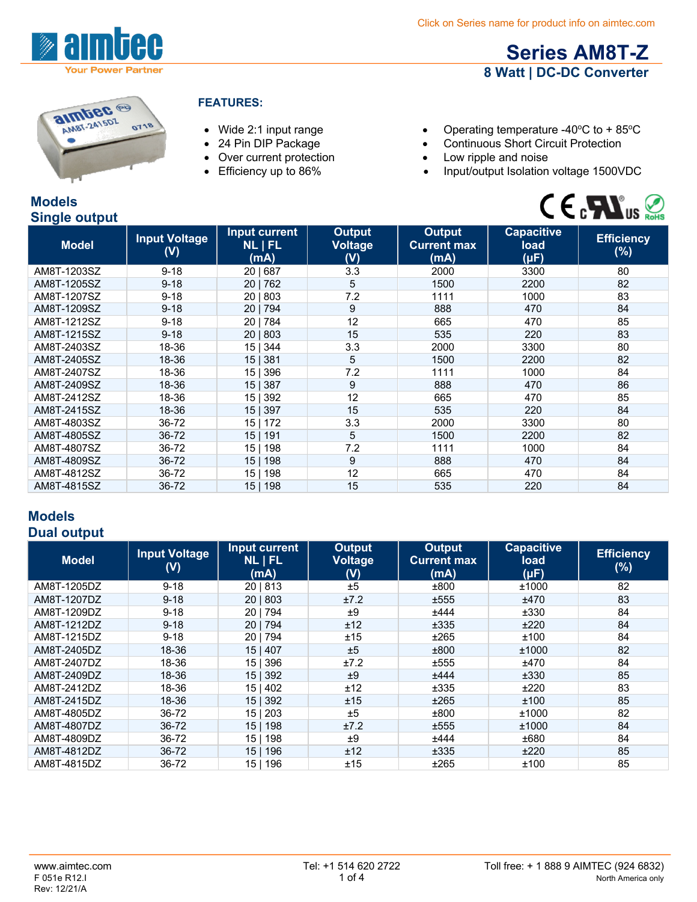Click on Series name for product info on aimtec.com

# Series AM8T-Z

## 8 Watt | DC-DC Converter

**FEATURES:**

- Wide 2:1 input range
- 24 Pin DIP Package
- Over current protection
- Efficiency up to 86%
- Operating temperature -40ºC to + 85ºC
- Continuous Short Circuit Protection
- Low ripple and noise
- Input/output Isolation voltage 1500VDC

## Models
## Single output

| Model | Input Voltage (V) | Input current NL \| FL (mA) | Output Voltage (V) | Output Current max (mA) | Capacitive load (µF) | Efficiency (%) |
|---|---|---|---|---|---|---|
| AM8T-1203SZ | 9-18 | 20 \| 687 | 3.3 | 2000 | 3300 | 80 |
| AM8T-1205SZ | 9-18 | 20 \| 762 | 5 | 1500 | 2200 | 82 |
| AM8T-1207SZ | 9-18 | 20 \| 803 | 7.2 | 1111 | 1000 | 83 |
| AM8T-1209SZ | 9-18 | 20 \| 794 | 9 | 888 | 470 | 84 |
| AM8T-1212SZ | 9-18 | 20 \| 784 | 12 | 665 | 470 | 85 |
| AM8T-1215SZ | 9-18 | 20 \| 803 | 15 | 535 | 220 | 83 |
| AM8T-2403SZ | 18-36 | 15 \| 344 | 3.3 | 2000 | 3300 | 80 |
| AM8T-2405SZ | 18-36 | 15 \| 381 | 5 | 1500 | 2200 | 82 |
| AM8T-2407SZ | 18-36 | 15 \| 396 | 7.2 | 1111 | 1000 | 84 |
| AM8T-2409SZ | 18-36 | 15 \| 387 | 9 | 888 | 470 | 86 |
| AM8T-2412SZ | 18-36 | 15 \| 392 | 12 | 665 | 470 | 85 |
| AM8T-2415SZ | 18-36 | 15 \| 397 | 15 | 535 | 220 | 84 |
| AM8T-4803SZ | 36-72 | 15 \| 172 | 3.3 | 2000 | 3300 | 80 |
| AM8T-4805SZ | 36-72 | 15 \| 191 | 5 | 1500 | 2200 | 82 |
| AM8T-4807SZ | 36-72 | 15 \| 198 | 7.2 | 1111 | 1000 | 84 |
| AM8T-4809SZ | 36-72 | 15 \| 198 | 9 | 888 | 470 | 84 |
| AM8T-4812SZ | 36-72 | 15 \| 198 | 12 | 665 | 470 | 84 |
| AM8T-4815SZ | 36-72 | 15 \| 198 | 15 | 535 | 220 | 84 |

## Models
## Dual output

| Model | Input Voltage (V) | Input current NL \| FL (mA) | Output Voltage (V) | Output Current max (mA) | Capacitive load (µF) | Efficiency (%) |
|---|---|---|---|---|---|---|
| AM8T-1205DZ | 9-18 | 20 \| 813 | ±5 | ±800 | ±1000 | 82 |
| AM8T-1207DZ | 9-18 | 20 \| 803 | ±7.2 | ±555 | ±470 | 83 |
| AM8T-1209DZ | 9-18 | 20 \| 794 | ±9 | ±444 | ±330 | 84 |
| AM8T-1212DZ | 9-18 | 20 \| 794 | ±12 | ±335 | ±220 | 84 |
| AM8T-1215DZ | 9-18 | 20 \| 794 | ±15 | ±265 | ±100 | 84 |
| AM8T-2405DZ | 18-36 | 15 \| 407 | ±5 | ±800 | ±1000 | 82 |
| AM8T-2407DZ | 18-36 | 15 \| 396 | ±7.2 | ±555 | ±470 | 84 |
| AM8T-2409DZ | 18-36 | 15 \| 392 | ±9 | ±444 | ±330 | 85 |
| AM8T-2412DZ | 18-36 | 15 \| 402 | ±12 | ±335 | ±220 | 83 |
| AM8T-2415DZ | 18-36 | 15 \| 392 | ±15 | ±265 | ±100 | 85 |
| AM8T-4805DZ | 36-72 | 15 \| 203 | ±5 | ±800 | ±1000 | 82 |
| AM8T-4807DZ | 36-72 | 15 \| 198 | ±7.2 | ±555 | ±1000 | 84 |
| AM8T-4809DZ | 36-72 | 15 \| 198 | ±9 | ±444 | ±680 | 84 |
| AM8T-4812DZ | 36-72 | 15 \| 196 | ±12 | ±335 | ±220 | 85 |
| AM8T-4815DZ | 36-72 | 15 \| 196 | ±15 | ±265 | ±100 | 85 |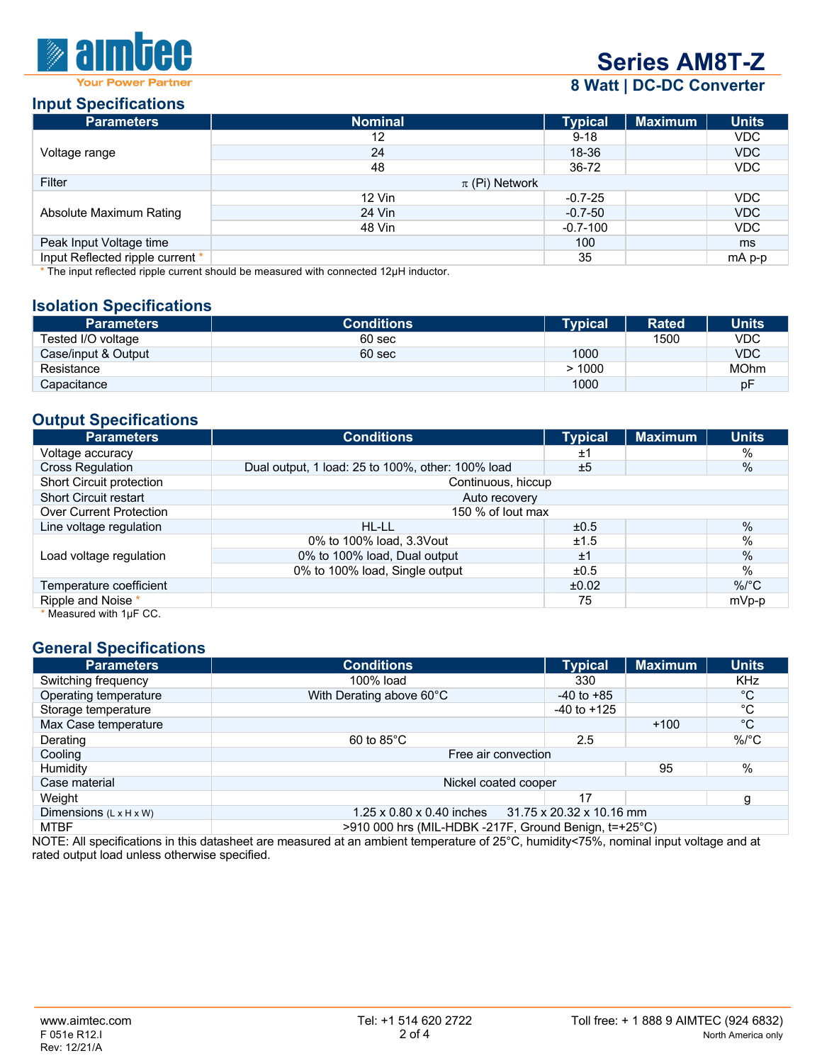## Input Specifications

| Parameters | Nominal | Typical | Maximum | Units |
|---|---|---|---|---|
| Voltage range | 12 | 9-18 | | VDC |
| | 24 | 18-36 | | VDC |
| | 48 | 36-72 | | VDC |
| Filter | π (Pi) Network | | | |
| Absolute Maximum Rating | 12 Vin | -0.7-25 | | VDC |
| | 24 Vin | -0.7-50 | | VDC |
| | 48 Vin | -0.7-100 | | VDC |
| Peak Input Voltage time | | 100 | | ms |
| Input Reflected ripple current * | | 35 | | mA p-p |

* The input reflected ripple current should be measured with connected 12µH inductor.

## Isolation Specifications

| Parameters | Conditions | Typical | Rated | Units |
|---|---|---|---|---|
| Tested I/O voltage | 60 sec | | 1500 | VDC |
| Case/input & Output | 60 sec | 1000 | | VDC |
| Resistance | | > 1000 | | MOhm |
| Capacitance | | 1000 | | pF |

## Output Specifications

| Parameters | Conditions | Typical | Maximum | Units |
|---|---|---|---|---|
| Voltage accuracy | | ±1 | | % |
| Cross Regulation | Dual output, 1 load: 25 to 100%, other: 100% load | ±5 | | % |
| Short Circuit protection | Continuous, hiccup | | | |
| Short Circuit restart | Auto recovery | | | |
| Over Current Protection | 150 % of Iout max | | | |
| Line voltage regulation | HL-LL | ±0.5 | | % |
| Load voltage regulation | 0% to 100% load, 3.3Vout | ±1.5 | | % |
| | 0% to 100% load, Dual output | ±1 | | % |
| | 0% to 100% load, Single output | ±0.5 | | % |
| Temperature coefficient | | ±0.02 | | %/°C |
| Ripple and Noise * | | 75 | | mVp-p |

* Measured with 1µF CC.

## General Specifications

| Parameters | Conditions | Typical | Maximum | Units |
|---|---|---|---|---|
| Switching frequency | 100% load | 330 | | KHz |
| Operating temperature | With Derating above 60°C | -40 to +85 | | °C |
| Storage temperature | | -40 to +125 | | °C |
| Max Case temperature | | | +100 | °C |
| Derating | 60 to 85°C | 2.5 | | %/°C |
| Cooling | Free air convection | | | |
| Humidity | | | 95 | % |
| Case material | Nickel coated cooper | | | |
| Weight | | 17 | | g |
| Dimensions (L x H x W) | 1.25 x 0.80 x 0.40 inches 31.75 x 20.32 x 10.16 mm | | | |
| MTBF | >910 000 hrs (MIL-HDBK -217F, Ground Benign, t=+25°C) | | | |

NOTE: All specifications in this datasheet are measured at an ambient temperature of 25°C, humidity<75%, nominal input voltage and at rated output load unless otherwise specified.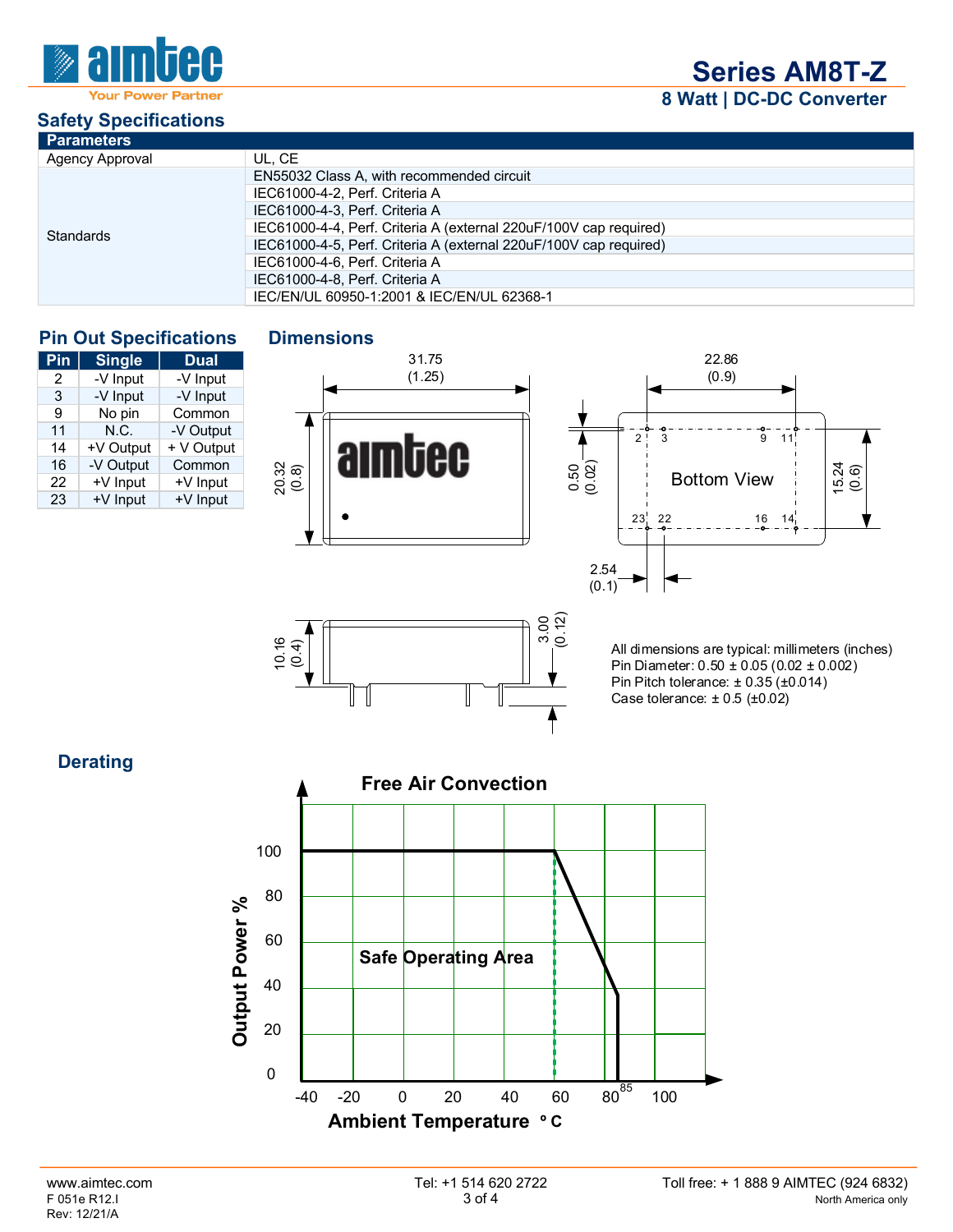## Safety Specifications

| Parameters | |
|---|---|
| Agency Approval | UL, CE |
| Standards | EN55032 Class A, with recommended circuit |
| | IEC61000-4-2, Perf. Criteria A |
| | IEC61000-4-3, Perf. Criteria A |
| | IEC61000-4-4, Perf. Criteria A (external 220uF/100V cap required) |
| | IEC61000-4-5, Perf. Criteria A (external 220uF/100V cap required) |
| | IEC61000-4-6, Perf. Criteria A |
| | IEC61000-4-8, Perf. Criteria A |
| | IEC/EN/UL 60950-1:2001 & IEC/EN/UL 62368-1 |

## Pin Out Specifications

| Pin | Single | Dual |
|---|---|---|
| 2 | -V Input | -V Input |
| 3 | -V Input | -V Input |
| 9 | No pin | Common |
| 11 | N.C. | -V Output |
| 14 | +V Output | + V Output |
| 16 | -V Output | Common |
| 22 | +V Input | +V Input |
| 23 | +V Input | +V Input |

## Dimensions

31.75 (1.25)
20.32 (0.8)
22.86 (0.9)
0.50 (0.02)
15.24 (0.6)
2.54 (0.1)
Bottom View
10.16 (0.4)
3.00 (0.12)

All dimensions are typical: millimeters (inches)
Pin Diameter: 0.50 ± 0.05 (0.02 ± 0.002)
Pin Pitch tolerance: ± 0.35 (±0.014)
Case tolerance: ± 0.5 (±0.02)

## Derating

Free Air Convection

Safe Operating Area

Output Power % vs. Ambient Temperature °C (100% output from -40 to 60 °C, derating to 40% at 85 °C)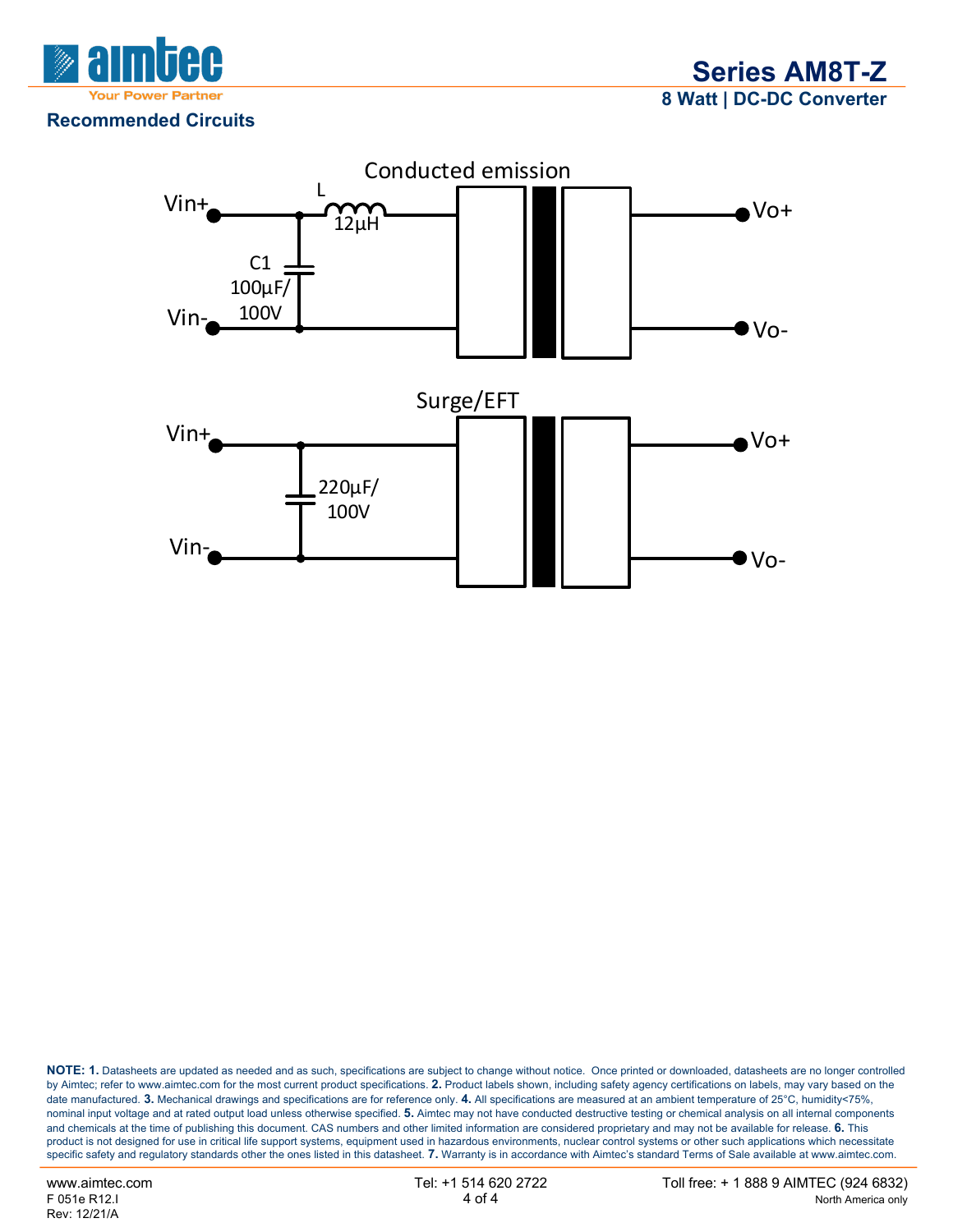## Recommended Circuits

Conducted emission

Vin+
L
12µH
C1
100µF/
100V
Vin-
Vo+
Vo-

Surge/EFT

Vin+
220µF/
100V
Vin-
Vo+
Vo-

**NOTE: 1.** Datasheets are updated as needed and as such, specifications are subject to change without notice. Once printed or downloaded, datasheets are no longer controlled by Aimtec; refer to www.aimtec.com for the most current product specifications. **2.** Product labels shown, including safety agency certifications on labels, may vary based on the date manufactured. **3.** Mechanical drawings and specifications are for reference only. **4.** All specifications are measured at an ambient temperature of 25°C, humidity<75%, nominal input voltage and at rated output load unless otherwise specified. **5.** Aimtec may not have conducted destructive testing or chemical analysis on all internal components and chemicals at the time of publishing this document. CAS numbers and other limited information are considered proprietary and may not be available for release. **6.** This product is not designed for use in critical life support systems, equipment used in hazardous environments, nuclear control systems or other such applications which necessitate specific safety and regulatory standards other the ones listed in this datasheet. **7.** Warranty is in accordance with Aimtec's standard Terms of Sale available at www.aimtec.com.

www.aimtec.com
F 051e R12.I
Rev: 12/21/A

Tel: +1 514 620 2722

Toll free: + 1 888 9 AIMTEC (924 6832)
North America only